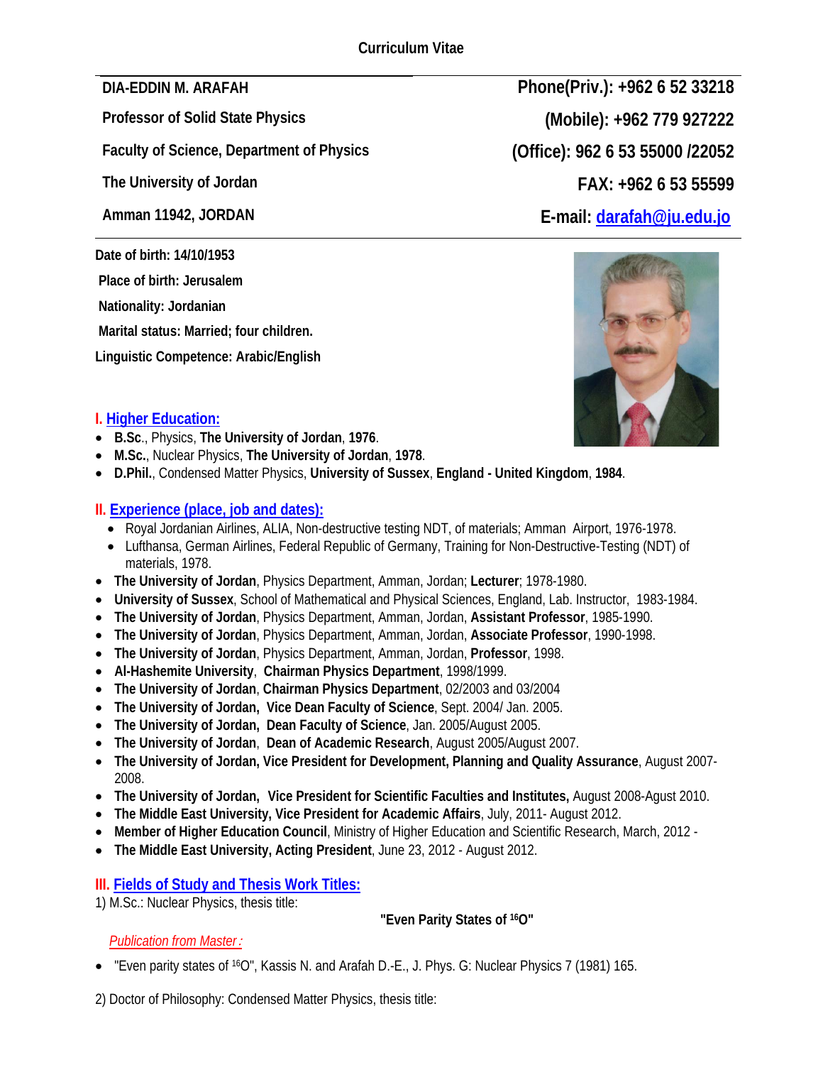# Curriculum Vitae

**DIA-EDDIN M. ARAFAH**

**Professor of Solid State Physics**

**Faculty of Science, Department of Physics**

**The University of Jordan**

**Amman 11942, JORDAN**

**Phone(Priv.): +962 6 52 33218**

**(Mobile): +962 779 927222**

**(Office): 962 6 53 55000 /22052**

**FAX: +962 6 53 55599**

**E-mail: darafah@ju.edu.jo**

**Date of birth: 14/10/1953**

**Place of birth: Jerusalem**

**Nationality: Jordanian**

**Marital status: Married; four children.**

**Linguistic Competence: Arabic/English**

## I. Higher Education:

- **B.Sc**., Physics, **The University of Jordan**, **1976**.
- **M.Sc.**, Nuclear Physics, **The University of Jordan**, **1978**.
- **D.Phil.**, Condensed Matter Physics, **University of Sussex**, **England - United Kingdom**, **1984**.

## II. Experience (place, job and dates):

- Royal Jordanian Airlines, ALIA, Non-destructive testing NDT, of materials; Amman Airport, 1976-1978.
- Lufthansa, German Airlines, Federal Republic of Germany, Training for Non-Destructive-Testing (NDT) of materials, 1978.
- **The University of Jordan**, Physics Department, Amman, Jordan; **Lecturer**; 1978-1980.
- **University of Sussex**, School of Mathematical and Physical Sciences, England, Lab. Instructor, 1983-1984.
- **The University of Jordan**, Physics Department, Amman, Jordan, **Assistant Professor**, 1985-1990.
- **The University of Jordan**, Physics Department, Amman, Jordan, **Associate Professor**, 1990-1998.
- **The University of Jordan**, Physics Department, Amman, Jordan, **Professor**, 1998.
- **Al-Hashemite University**, **Chairman Physics Department**, 1998/1999.
- **The University of Jordan**, **Chairman Physics Department**, 02/2003 and 03/2004
- **The University of Jordan, Vice Dean Faculty of Science**, Sept. 2004/ Jan. 2005.
- **The University of Jordan, Dean Faculty of Science**, Jan. 2005/August 2005.
- **The University of Jordan**, **Dean of Academic Research**, August 2005/August 2007.
- **The University of Jordan, Vice President for Development, Planning and Quality Assurance**, August 2007-2008.
- **The University of Jordan, Vice President for Scientific Faculties and Institutes,** August 2008-Agust 2010.
- **The Middle East University, Vice President for Academic Affairs**, July, 2011- August 2012.
- **Member of Higher Education Council**, Ministry of Higher Education and Scientific Research, March, 2012 -
- **The Middle East University, Acting President**, June 23, 2012 - August 2012.

## III. Fields of Study and Thesis Work Titles:

1) M.Sc.: Nuclear Physics, thesis title:

**"Even Parity States of $^{16}O$"**

*Publication from Master :*

- "Even parity states of $^{16}O$", Kassis N. and Arafah D.-E., J. Phys. G: Nuclear Physics 7 (1981) 165.

2) Doctor of Philosophy: Condensed Matter Physics, thesis title: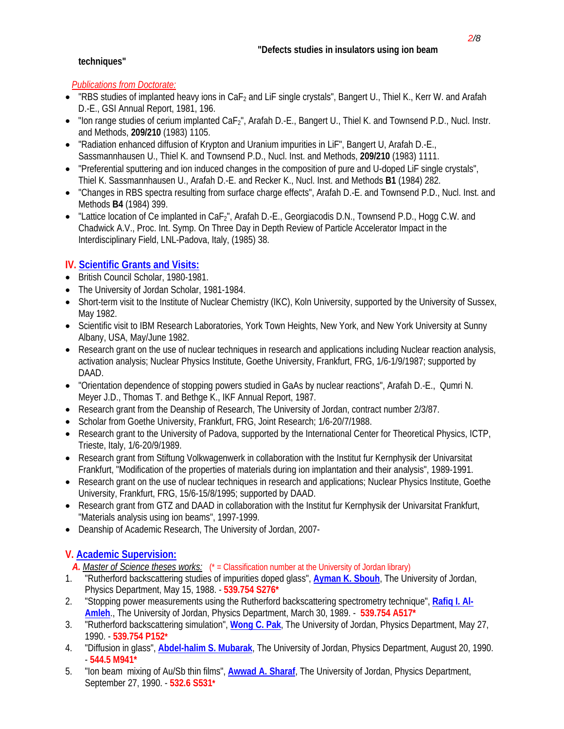"Defects studies in insulators using ion beam techniques"

*Publications from Doctorate:*

- "RBS studies of implanted heavy ions in $CaF_2$ and LiF single crystals", Bangert U., Thiel K., Kerr W. and Arafah D.-E., GSI Annual Report, 1981, 196.
- "Ion range studies of cerium implanted $CaF_2$", Arafah D.-E., Bangert U., Thiel K. and Townsend P.D., Nucl. Instr. and Methods, **209/210** (1983) 1105.
- "Radiation enhanced diffusion of Krypton and Uranium impurities in LiF", Bangert U, Arafah D.-E., Sassmannhausen U., Thiel K. and Townsend P.D., Nucl. Inst. and Methods, **209/210** (1983) 1111.
- "Preferential sputtering and ion induced changes in the composition of pure and U-doped LiF single crystals", Thiel K. Sassmannhausen U., Arafah D.-E. and Recker K., Nucl. Inst. and Methods **B1** (1984) 282.
- "Changes in RBS spectra resulting from surface charge effects", Arafah D.-E. and Townsend P.D., Nucl. Inst. and Methods **B4** (1984) 399.
- "Lattice location of Ce implanted in $CaF_2$", Arafah D.-E., Georgiacodis D.N., Townsend P.D., Hogg C.W. and Chadwick A.V., Proc. Int. Symp. On Three Day in Depth Review of Particle Accelerator Impact in the Interdisciplinary Field, LNL-Padova, Italy, (1985) 38.

## IV. Scientific Grants and Visits:

- British Council Scholar, 1980-1981.
- The University of Jordan Scholar, 1981-1984.
- Short-term visit to the Institute of Nuclear Chemistry (IKC), Koln University, supported by the University of Sussex, May 1982.
- Scientific visit to IBM Research Laboratories, York Town Heights, New York, and New York University at Sunny Albany, USA, May/June 1982.
- Research grant on the use of nuclear techniques in research and applications including Nuclear reaction analysis, activation analysis; Nuclear Physics Institute, Goethe University, Frankfurt, FRG, 1/6-1/9/1987; supported by DAAD.
- "Orientation dependence of stopping powers studied in GaAs by nuclear reactions", Arafah D.-E., Qumri N. Meyer J.D., Thomas T. and Bethge K., IKF Annual Report, 1987.
- Research grant from the Deanship of Research, The University of Jordan, contract number 2/3/87.
- Scholar from Goethe University, Frankfurt, FRG, Joint Research; 1/6-20/7/1988.
- Research grant to the University of Padova, supported by the International Center for Theoretical Physics, ICTP, Trieste, Italy, 1/6-20/9/1989.
- Research grant from Stiftung Volkwagenwerk in collaboration with the Institut fur Kernphysik der Univarsitat Frankfurt, "Modification of the properties of materials during ion implantation and their analysis", 1989-1991.
- Research grant on the use of nuclear techniques in research and applications; Nuclear Physics Institute, Goethe University, Frankfurt, FRG, 15/6-15/8/1995; supported by DAAD.
- Research grant from GTZ and DAAD in collaboration with the Institut fur Kernphysik der Univarsitat Frankfurt, "Materials analysis using ion beams", 1997-1999.
- Deanship of Academic Research, The University of Jordan, 2007-

## V. Academic Supervision:

***A.** Master of Science theses works:* (* = Classification number at the University of Jordan library)

1. "Rutherford backscattering studies of impurities doped glass", **Ayman K. Sbouh**, The University of Jordan, Physics Department, May 15, 1988. - **539.754 S276***
2. "Stopping power measurements using the Rutherford backscattering spectrometry technique", **Rafiq I. Al-Amleh**., The University of Jordan, Physics Department, March 30, 1989. - **539.754 A517***
3. "Rutherford backscattering simulation", **Wong C. Pak**, The University of Jordan, Physics Department, May 27, 1990. - **539.754 P152***
4. "Diffusion in glass", **Abdel-halim S. Mubarak**, The University of Jordan, Physics Department, August 20, 1990. - **544.5 M941***
5. "Ion beam mixing of Au/Sb thin films", **Awwad A. Sharaf**, The University of Jordan, Physics Department, September 27, 1990. - **532.6 S531***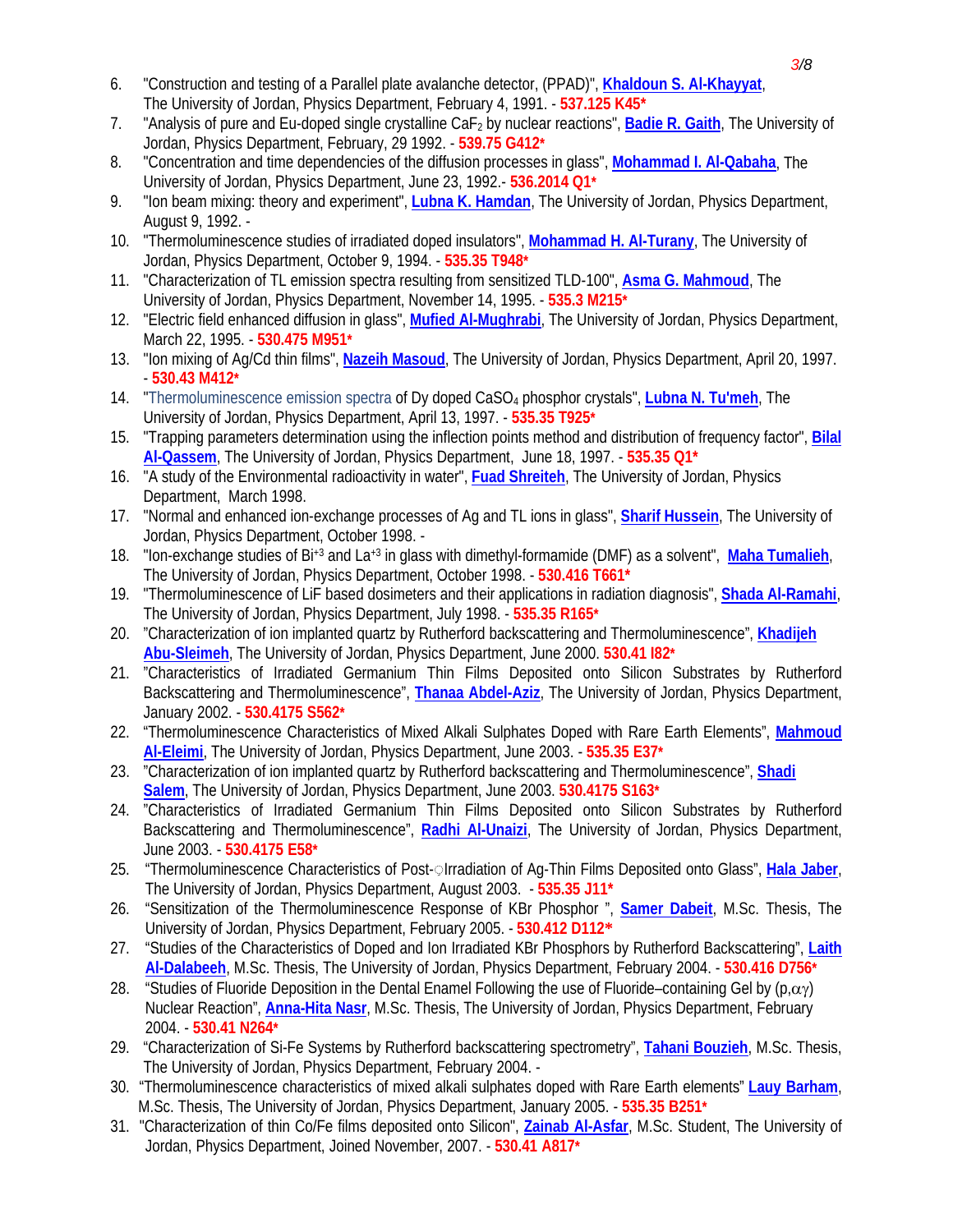6. "Construction and testing of a Parallel plate avalanche detector, (PPAD)", **Khaldoun S. Al-Khayyat**, The University of Jordan, Physics Department, February 4, 1991. - **537.125 K45***
7. "Analysis of pure and Eu-doped single crystalline $CaF_2$ by nuclear reactions", **Badie R. Gaith**, The University of Jordan, Physics Department, February, 29 1992. - **539.75 G412***
8. "Concentration and time dependencies of the diffusion processes in glass", **Mohammad I. Al-Qabaha**, The University of Jordan, Physics Department, June 23, 1992.- **536.2014 Q1***
9. "Ion beam mixing: theory and experiment", **Lubna K. Hamdan**, The University of Jordan, Physics Department, August 9, 1992. -
10. "Thermoluminescence studies of irradiated doped insulators", **Mohammad H. Al-Turany**, The University of Jordan, Physics Department, October 9, 1994. - **535.35 T948***
11. "Characterization of TL emission spectra resulting from sensitized TLD-100", **Asma G. Mahmoud**, The University of Jordan, Physics Department, November 14, 1995. - **535.3 M215***
12. "Electric field enhanced diffusion in glass", **Mufied Al-Mughrabi**, The University of Jordan, Physics Department, March 22, 1995. - **530.475 M951***
13. "Ion mixing of Ag/Cd thin films", **Nazeih Masoud**, The University of Jordan, Physics Department, April 20, 1997. - **530.43 M412***
14. "Thermoluminescence emission spectra of Dy doped $CaSO_4$ phosphor crystals", **Lubna N. Tu'meh**, The University of Jordan, Physics Department, April 13, 1997. - **535.35 T925***
15. "Trapping parameters determination using the inflection points method and distribution of frequency factor", **Bilal Al-Qassem**, The University of Jordan, Physics Department, June 18, 1997. - **535.35 Q1***
16. "A study of the Environmental radioactivity in water", **Fuad Shreiteh**, The University of Jordan, Physics Department, March 1998.
17. "Normal and enhanced ion-exchange processes of Ag and TL ions in glass", **Sharif Hussein**, The University of Jordan, Physics Department, October 1998. -
18. "Ion-exchange studies of $Bi^{+3}$ and $La^{+3}$ in glass with dimethyl-formamide (DMF) as a solvent", **Maha Tumalieh**, The University of Jordan, Physics Department, October 1998. - **530.416 T661***
19. "Thermoluminescence of LiF based dosimeters and their applications in radiation diagnosis", **Shada Al-Ramahi**, The University of Jordan, Physics Department, July 1998. - **535.35 R165***
20. "Characterization of ion implanted quartz by Rutherford backscattering and Thermoluminescence", **Khadijeh Abu-Sleimeh**, The University of Jordan, Physics Department, June 2000. **530.41 I82***
21. "Characteristics of Irradiated Germanium Thin Films Deposited onto Silicon Substrates by Rutherford Backscattering and Thermoluminescence", **Thanaa Abdel-Aziz**, The University of Jordan, Physics Department, January 2002. - **530.4175 S562***
22. "Thermoluminescence Characteristics of Mixed Alkali Sulphates Doped with Rare Earth Elements", **Mahmoud Al-Eleimi**, The University of Jordan, Physics Department, June 2003. - **535.35 E37***
23. "Characterization of ion implanted quartz by Rutherford backscattering and Thermoluminescence", **Shadi Salem**, The University of Jordan, Physics Department, June 2003. **530.4175 S163***
24. "Characteristics of Irradiated Germanium Thin Films Deposited onto Silicon Substrates by Rutherford Backscattering and Thermoluminescence", **Radhi Al-Unaizi**, The University of Jordan, Physics Department, June 2003. - **530.4175 E58***
25. "Thermoluminescence Characteristics of Post-Irradiation of Ag-Thin Films Deposited onto Glass", **Hala Jaber**, The University of Jordan, Physics Department, August 2003. - **535.35 J11***
26. "Sensitization of the Thermoluminescence Response of KBr Phosphor ", **Samer Dabeit**, M.Sc. Thesis, The University of Jordan, Physics Department, February 2005. - **530.412 D112***
27. "Studies of the Characteristics of Doped and Ion Irradiated KBr Phosphors by Rutherford Backscattering", **Laith Al-Dalabeeh**, M.Sc. Thesis, The University of Jordan, Physics Department, February 2004. - **530.416 D756***
28. "Studies of Fluoride Deposition in the Dental Enamel Following the use of Fluoride–containing Gel by $(p,\alpha\gamma)$ Nuclear Reaction", **Anna-Hita Nasr**, M.Sc. Thesis, The University of Jordan, Physics Department, February 2004. - **530.41 N264***
29. "Characterization of Si-Fe Systems by Rutherford backscattering spectrometry", **Tahani Bouzieh**, M.Sc. Thesis, The University of Jordan, Physics Department, February 2004. -
30. "Thermoluminescence characteristics of mixed alkali sulphates doped with Rare Earth elements" **Lauy Barham**, M.Sc. Thesis, The University of Jordan, Physics Department, January 2005. - **535.35 B251***
31. "Characterization of thin Co/Fe films deposited onto Silicon", **Zainab Al-Asfar**, M.Sc. Student, The University of Jordan, Physics Department, Joined November, 2007. - **530.41 A817***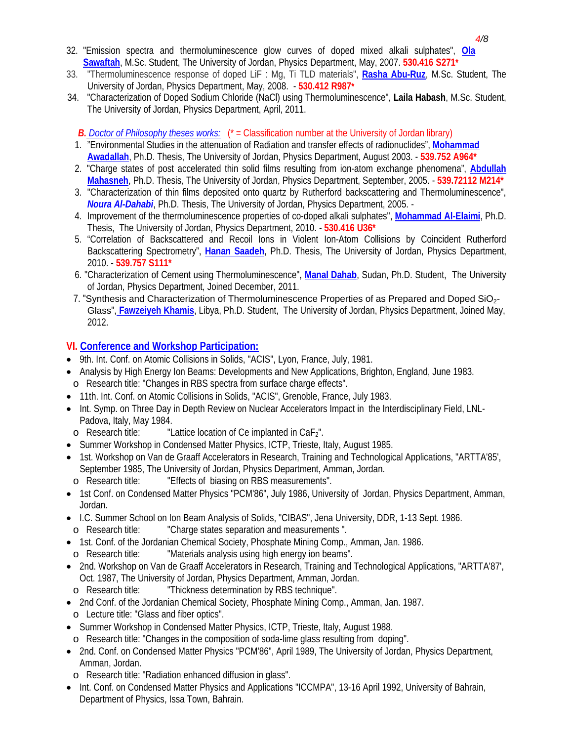32. "Emission spectra and thermoluminescence glow curves of doped mixed alkali sulphates", **Ola Sawaftah**, M.Sc. Student, The University of Jordan, Physics Department, May, 2007. **530.416 S271***
33. "Thermoluminescence response of doped LiF : Mg, Ti TLD materials", **Rasha Abu-Ruz**, M.Sc. Student, The University of Jordan, Physics Department, May, 2008. - **530.412 R987***
34. "Characterization of Doped Sodium Chloride (NaCl) using Thermoluminescence", **Laila Habash**, M.Sc. Student, The University of Jordan, Physics Department, April, 2011.

***B.*** *Doctor of Philosophy theses works:* (* = Classification number at the University of Jordan library)

1. "Environmental Studies in the attenuation of Radiation and transfer effects of radionuclides", **Mohammad Awadallah**, Ph.D. Thesis, The University of Jordan, Physics Department, August 2003. - **539.752 A964***
2. "Charge states of post accelerated thin solid films resulting from ion-atom exchange phenomena", **Abdullah Mahasneh**, Ph.D. Thesis, The University of Jordan, Physics Department, September, 2005. - **539.72112 M214***
3. "Characterization of thin films deposited onto quartz by Rutherford backscattering and Thermoluminescence", ***Noura Al-Dahabi***, Ph.D. Thesis, The University of Jordan, Physics Department, 2005. -
4. Improvement of the thermoluminescence properties of co-doped alkali sulphates", **Mohammad Al-Elaimi**, Ph.D. Thesis, The University of Jordan, Physics Department, 2010. - **530.416 U36***
5. "Correlation of Backscattered and Recoil Ions in Violent Ion-Atom Collisions by Coincident Rutherford Backscattering Spectrometry", **Hanan Saadeh**, Ph.D. Thesis, The University of Jordan, Physics Department, 2010. - **539.757 S111***
6. "Characterization of Cement using Thermoluminescence", **Manal Dahab**, Sudan, Ph.D. Student, The University of Jordan, Physics Department, Joined December, 2011.
7. "Synthesis and Characterization of Thermoluminescence Properties of as Prepared and Doped $SiO_2$-Glass", **Fawzeiyeh Khamis**, Libya, Ph.D. Student, The University of Jordan, Physics Department, Joined May, 2012.

## VI. Conference and Workshop Participation:

- 9th. Int. Conf. on Atomic Collisions in Solids, "ACIS", Lyon, France, July, 1981.
- Analysis by High Energy Ion Beams: Developments and New Applications, Brighton, England, June 1983.
  - Research title: "Changes in RBS spectra from surface charge effects".
- 11th. Int. Conf. on Atomic Collisions in Solids, "ACIS", Grenoble, France, July 1983.
- Int. Symp. on Three Day in Depth Review on Nuclear Accelerators Impact in the Interdisciplinary Field, LNL-Padova, Italy, May 1984.
  - Research title: "Lattice location of Ce implanted in $CaF_2$".
- Summer Workshop in Condensed Matter Physics, ICTP, Trieste, Italy, August 1985.
- 1st. Workshop on Van de Graaff Accelerators in Research, Training and Technological Applications, "ARTTA'85', September 1985, The University of Jordan, Physics Department, Amman, Jordan.
  - Research title: "Effects of biasing on RBS measurements".
- 1st Conf. on Condensed Matter Physics "PCM'86", July 1986, University of Jordan, Physics Department, Amman, Jordan.
- I.C. Summer School on Ion Beam Analysis of Solids, "CIBAS", Jena University, DDR, 1-13 Sept. 1986.
  - Research title: "Charge states separation and measurements ".
- 1st. Conf. of the Jordanian Chemical Society, Phosphate Mining Comp., Amman, Jan. 1986.
  - Research title: "Materials analysis using high energy ion beams".
- 2nd. Workshop on Van de Graaff Accelerators in Research, Training and Technological Applications, "ARTTA'87', Oct. 1987, The University of Jordan, Physics Department, Amman, Jordan.
  - Research title: "Thickness determination by RBS technique".
- 2nd Conf. of the Jordanian Chemical Society, Phosphate Mining Comp., Amman, Jan. 1987.
  - Lecture title: "Glass and fiber optics".
- Summer Workshop in Condensed Matter Physics, ICTP, Trieste, Italy, August 1988.
  - Research title: "Changes in the composition of soda-lime glass resulting from doping".
- 2nd. Conf. on Condensed Matter Physics "PCM'86", April 1989, The University of Jordan, Physics Department, Amman, Jordan.
  - Research title: "Radiation enhanced diffusion in glass".
- Int. Conf. on Condensed Matter Physics and Applications "ICCMPA", 13-16 April 1992, University of Bahrain, Department of Physics, Issa Town, Bahrain.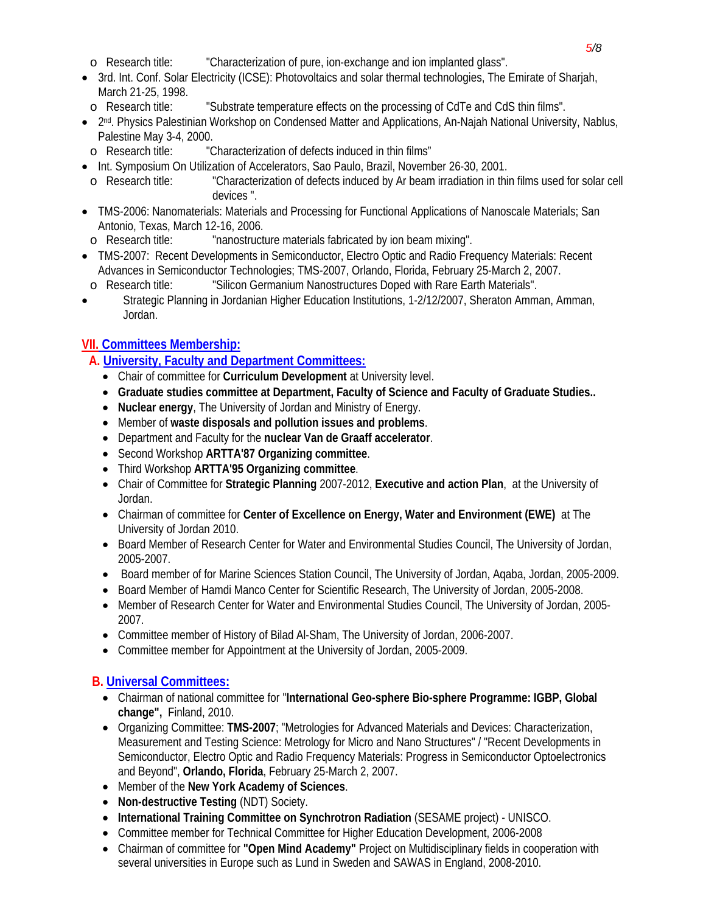- Research title: "Characterization of pure, ion-exchange and ion implanted glass".

- 3rd. Int. Conf. Solar Electricity (ICSE): Photovoltaics and solar thermal technologies, The Emirate of Sharjah, March 21-25, 1998.
  - Research title: "Substrate temperature effects on the processing of CdTe and CdS thin films".
- 2nd. Physics Palestinian Workshop on Condensed Matter and Applications, An-Najah National University, Nablus, Palestine May 3-4, 2000.
  - Research title: "Characterization of defects induced in thin films"
- Int. Symposium On Utilization of Accelerators, Sao Paulo, Brazil, November 26-30, 2001.
  - Research title: "Characterization of defects induced by Ar beam irradiation in thin films used for solar cell devices ".
- TMS-2006: Nanomaterials: Materials and Processing for Functional Applications of Nanoscale Materials; San Antonio, Texas, March 12-16, 2006.
  - Research title: "nanostructure materials fabricated by ion beam mixing".
- TMS-2007: Recent Developments in Semiconductor, Electro Optic and Radio Frequency Materials: Recent Advances in Semiconductor Technologies; TMS-2007, Orlando, Florida, February 25-March 2, 2007.
  - Research title: "Silicon Germanium Nanostructures Doped with Rare Earth Materials".
- Strategic Planning in Jordanian Higher Education Institutions, 1-2/12/2007, Sheraton Amman, Amman, Jordan.

## VII. Committees Membership:

### A. University, Faculty and Department Committees:

- Chair of committee for **Curriculum Development** at University level.
- **Graduate studies committee at Department, Faculty of Science and Faculty of Graduate Studies..**
- **Nuclear energy**, The University of Jordan and Ministry of Energy.
- Member of **waste disposals and pollution issues and problems**.
- Department and Faculty for the **nuclear Van de Graaff accelerator**.
- Second Workshop **ARTTA'87 Organizing committee**.
- Third Workshop **ARTTA'95 Organizing committee**.
- Chair of Committee for **Strategic Planning** 2007-2012, **Executive and action Plan**, at the University of Jordan.
- Chairman of committee for **Center of Excellence on Energy, Water and Environment (EWE)** at The University of Jordan 2010.
- Board Member of Research Center for Water and Environmental Studies Council, The University of Jordan, 2005-2007.
- Board member of for Marine Sciences Station Council, The University of Jordan, Aqaba, Jordan, 2005-2009.
- Board Member of Hamdi Manco Center for Scientific Research, The University of Jordan, 2005-2008.
- Member of Research Center for Water and Environmental Studies Council, The University of Jordan, 2005-2007.
- Committee member of History of Bilad Al-Sham, The University of Jordan, 2006-2007.
- Committee member for Appointment at the University of Jordan, 2005-2009.

### B. Universal Committees:

- Chairman of national committee for "**International Geo-sphere Bio-sphere Programme: IGBP, Global change",** Finland, 2010.
- Organizing Committee: **TMS-2007**; "Metrologies for Advanced Materials and Devices: Characterization, Measurement and Testing Science: Metrology for Micro and Nano Structures" / "Recent Developments in Semiconductor, Electro Optic and Radio Frequency Materials: Progress in Semiconductor Optoelectronics and Beyond", **Orlando, Florida**, February 25-March 2, 2007.
- Member of the **New York Academy of Sciences**.
- **Non-destructive Testing** (NDT) Society.
- **International Training Committee on Synchrotron Radiation** (SESAME project) - UNISCO.
- Committee member for Technical Committee for Higher Education Development, 2006-2008
- Chairman of committee for **"Open Mind Academy"** Project on Multidisciplinary fields in cooperation with several universities in Europe such as Lund in Sweden and SAWAS in England, 2008-2010.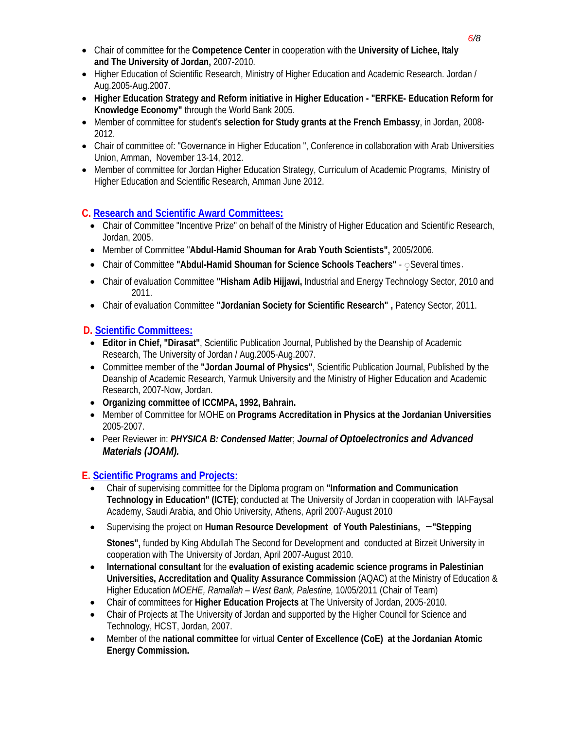- Chair of committee for the **Competence Center** in cooperation with the **University of Lichee, Italy and The University of Jordan,** 2007-2010.
- Higher Education of Scientific Research, Ministry of Higher Education and Academic Research. Jordan / Aug.2005-Aug.2007.
- **Higher Education Strategy and Reform initiative in Higher Education - "ERFKE- Education Reform for Knowledge Economy"** through the World Bank 2005.
- Member of committee for student's **selection for Study grants at the French Embassy**, in Jordan, 2008-2012.
- Chair of committee of: "Governance in Higher Education ", Conference in collaboration with Arab Universities Union, Amman, November 13-14, 2012.
- Member of committee for Jordan Higher Education Strategy, Curriculum of Academic Programs, Ministry of Higher Education and Scientific Research, Amman June 2012.

## C. Research and Scientific Award Committees:

- Chair of Committee "Incentive Prize" on behalf of the Ministry of Higher Education and Scientific Research, Jordan, 2005.
- Member of Committee "**Abdul-Hamid Shouman for Arab Youth Scientists",** 2005/2006.
- Chair of Committee **"Abdul-Hamid Shouman for Science Schools Teachers"** - Several times.
- Chair of evaluation Committee **"Hisham Adib Hijjawi,** Industrial and Energy Technology Sector, 2010 and 2011.
- Chair of evaluation Committee **"Jordanian Society for Scientific Research" ,** Patency Sector, 2011.

## D. Scientific Committees:

- **Editor in Chief, "Dirasat"**, Scientific Publication Journal, Published by the Deanship of Academic Research, The University of Jordan / Aug.2005-Aug.2007.
- Committee member of the **"Jordan Journal of Physics"**, Scientific Publication Journal, Published by the Deanship of Academic Research, Yarmuk University and the Ministry of Higher Education and Academic Research, 2007-Now, Jordan.
- **Organizing committee of ICCMPA, 1992, Bahrain.**
- Member of Committee for MOHE on **Programs Accreditation in Physics at the Jordanian Universities** 2005-2007.
- Peer Reviewer in: ***PHYSICA B: Condensed Matte***r; ***Journal of Optoelectronics and Advanced Materials (JOAM).***

## E. Scientific Programs and Projects:

- Chair of supervising committee for the Diploma program on **"Information and Communication Technology in Education" (ICTE)**; conducted at The University of Jordan in cooperation with lAl-Faysal Academy, Saudi Arabia, and Ohio University, Athens, April 2007-August 2010
- Supervising the project on **Human Resource Development of Youth Palestinians, –"Stepping Stones",** funded by King Abdullah The Second for Development and conducted at Birzeit University in cooperation with The University of Jordan, April 2007-August 2010.
- **International consultant** for the **evaluation of existing academic science programs in Palestinian Universities, Accreditation and Quality Assurance Commission** (AQAC) at the Ministry of Education & Higher Education *MOEHE, Ramallah – West Bank, Palestine,* 10/05/2011 (Chair of Team)
- Chair of committees for **Higher Education Projects** at The University of Jordan, 2005-2010.
- Chair of Projects at The University of Jordan and supported by the Higher Council for Science and Technology, HCST, Jordan, 2007.
- Member of the **national committee** for virtual **Center of Excellence (CoE) at the Jordanian Atomic Energy Commission.**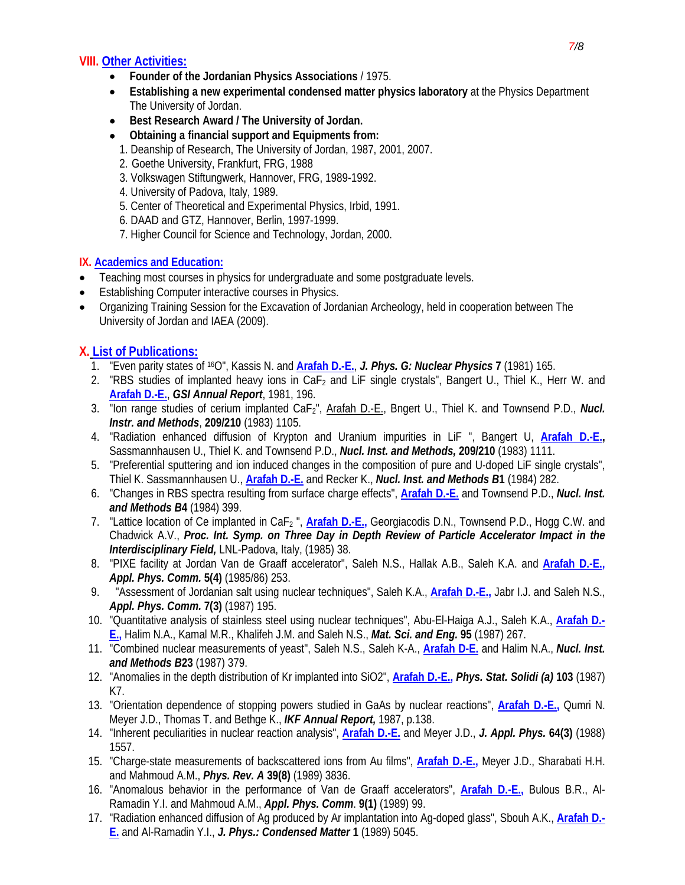## VIII. Other Activities:

- **Founder of the Jordanian Physics Associations** / 1975.
- **Establishing a new experimental condensed matter physics laboratory** at the Physics Department The University of Jordan.
- **Best Research Award / The University of Jordan.**
- **Obtaining a financial support and Equipments from:**
  1. Deanship of Research, The University of Jordan, 1987, 2001, 2007.
  2. Goethe University, Frankfurt, FRG, 1988
  3. Volkswagen Stiftungwerk, Hannover, FRG, 1989-1992.
  4. University of Padova, Italy, 1989.
  5. Center of Theoretical and Experimental Physics, Irbid, 1991.
  6. DAAD and GTZ, Hannover, Berlin, 1997-1999.
  7. Higher Council for Science and Technology, Jordan, 2000.

## IX. Academics and Education:

- Teaching most courses in physics for undergraduate and some postgraduate levels.
- Establishing Computer interactive courses in Physics.
- Organizing Training Session for the Excavation of Jordanian Archeology, held in cooperation between The University of Jordan and IAEA (2009).

## X. List of Publications:

1. "Even parity states of $^{16}O$", Kassis N. and **Arafah D.-E.**, ***J. Phys. G: Nuclear Physics* 7** (1981) 165.
2. "RBS studies of implanted heavy ions in $CaF_2$ and LiF single crystals", Bangert U., Thiel K., Herr W. and **Arafah D.-E.**, ***GSI Annual Report***, 1981, 196.
3. "Ion range studies of cerium implanted $CaF_2$", Arafah D.-E., Bngert U., Thiel K. and Townsend P.D., ***Nucl. Instr. and Methods*, 209/210** (1983) 1105.
4. "Radiation enhanced diffusion of Krypton and Uranium impurities in LiF ", Bangert U, **Arafah D.-E.,** Sassmannhausen U., Thiel K. and Townsend P.D., ***Nucl. Inst. and Methods,* 209/210** (1983) 1111.
5. "Preferential sputtering and ion induced changes in the composition of pure and U-doped LiF single crystals", Thiel K. Sassmannhausen U., **Arafah D.-E.** and Recker K., ***Nucl. Inst. and Methods B*1** (1984) 282.
6. "Changes in RBS spectra resulting from surface charge effects", **Arafah D.-E.** and Townsend P.D., ***Nucl. Inst. and Methods B*4** (1984) 399.
7. "Lattice location of Ce implanted in $CaF_2$ ", **Arafah D.-E.,** Georgiacodis D.N., Townsend P.D., Hogg C.W. and Chadwick A.V., ***Proc. Int. Symp. on Three Day in Depth Review of Particle Accelerator Impact in the Interdisciplinary Field,*** LNL-Padova, Italy, (1985) 38.
8. "PIXE facility at Jordan Van de Graaff accelerator", Saleh N.S., Hallak A.B., Saleh K.A. and **Arafah D.-E.,** ***Appl. Phys. Comm.* 5(4)** (1985/86) 253.
9. "Assessment of Jordanian salt using nuclear techniques", Saleh K.A., **Arafah D.-E.,** Jabr I.J. and Saleh N.S., ***Appl. Phys. Comm.* 7(3)** (1987) 195.
10. "Quantitative analysis of stainless steel using nuclear techniques", Abu-El-Haiga A.J., Saleh K.A., **Arafah D.-E.,** Halim N.A., Kamal M.R., Khalifeh J.M. and Saleh N.S., ***Mat. Sci. and Eng.* 95** (1987) 267.
11. "Combined nuclear measurements of yeast", Saleh N.S., Saleh K-A., **Arafah D-E.** and Halim N.A., ***Nucl. Inst. and Methods B23*** (1987) 379.
12. "Anomalies in the depth distribution of Kr implanted into SiO2", **Arafah D.-E.,** ***Phys. Stat. Solidi (a)* 103** (1987) K7.
13. "Orientation dependence of stopping powers studied in GaAs by nuclear reactions", **Arafah D.-E.,** Qumri N. Meyer J.D., Thomas T. and Bethge K., ***IKF Annual Report,*** 1987, p.138.
14. "Inherent peculiarities in nuclear reaction analysis", **Arafah D.-E.** and Meyer J.D., ***J. Appl. Phys.* 64(3)** (1988) 1557.
15. "Charge-state measurements of backscattered ions from Au films", **Arafah D.-E.,** Meyer J.D., Sharabati H.H. and Mahmoud A.M., ***Phys. Rev. A* 39(8)** (1989) 3836.
16. "Anomalous behavior in the performance of Van de Graaff accelerators", **Arafah D.-E.,** Bulous B.R., Al-Ramadin Y.I. and Mahmoud A.M., ***Appl. Phys. Comm*. 9(1)** (1989) 99.
17. "Radiation enhanced diffusion of Ag produced by Ar implantation into Ag-doped glass", Sbouh A.K., **Arafah D.-E.** and Al-Ramadin Y.I., ***J. Phys.: Condensed Matter* 1** (1989) 5045.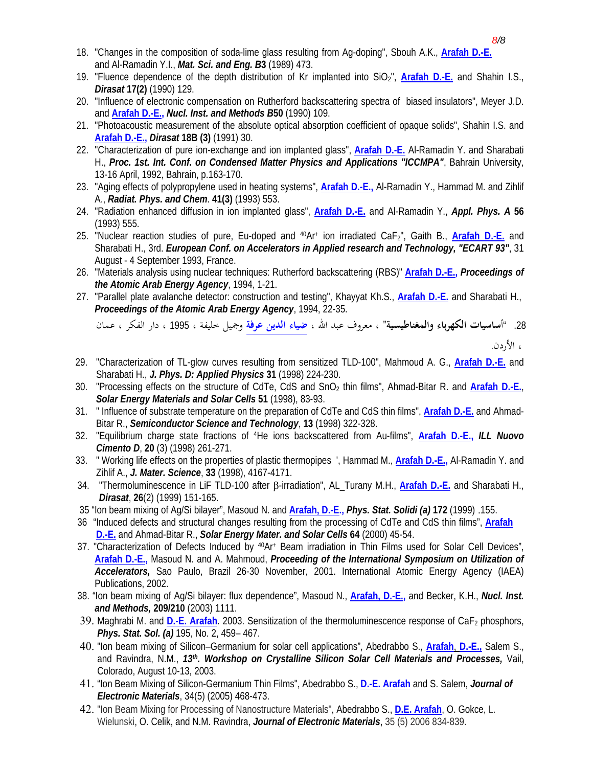18. "Changes in the composition of soda-lime glass resulting from Ag-doping", Sbouh A.K., **Arafah D.-E.** and Al-Ramadin Y.I., ***Mat. Sci. and Eng. B3*** (1989) 473.
19. "Fluence dependence of the depth distribution of Kr implanted into $SiO_2$", **Arafah D.-E.** and Shahin I.S., ***Dirasat* 17(2)** (1990) 129.
20. "Influence of electronic compensation on Rutherford backscattering spectra of biased insulators", Meyer J.D. and **Arafah D.-E.,** ***Nucl. Inst. and Methods B*50** (1990) 109.
21. "Photoacoustic measurement of the absolute optical absorption coefficient of opaque solids", Shahin I.S. and **Arafah D.-E.,** ***Dirasat* 18B (3)** (1991) 30.
22. "Characterization of pure ion-exchange and ion implanted glass", **Arafah D.-E.** Al-Ramadin Y. and Sharabati H., ***Proc. 1st. Int. Conf. on Condensed Matter Physics and Applications "ICCMPA"***, Bahrain University, 13-16 April, 1992, Bahrain, p.163-170.
23. "Aging effects of polypropylene used in heating systems", **Arafah D.-E.,** Al-Ramadin Y., Hammad M. and Zihlif A., ***Radiat. Phys. and Chem*. 41(3)** (1993) 553.
24. "Radiation enhanced diffusion in ion implanted glass", **Arafah D.-E.** and Al-Ramadin Y., ***Appl. Phys. A* 56** (1993) 555.
25. "Nuclear reaction studies of pure, Eu-doped and $^{40}Ar^{+}$ ion irradiated $CaF_2$", Gaith B., **Arafah D.-E.** and Sharabati H., 3rd. ***European Conf. on Accelerators in Applied research and Technology, "ECART 93"***, 31 August - 4 September 1993, France.
26. "Materials analysis using nuclear techniques: Rutherford backscattering (RBS)" **Arafah D.-E.,** ***Proceedings of the Atomic Arab Energy Agency***, 1994, 1-21.
27. "Parallel plate avalanche detector: construction and testing", Khayyat Kh.S., **Arafah D.-E.** and Sharabati H., ***Proceedings of the Atomic Arab Energy Agency***, 1994, 22-35.
28. "**أساسيات الكهرباء والمغناطيسية**" ، معروف عبد الله ، **ضياء الدين عرفة** وجميل خليفة ، 1995 ، دار الفكر ، عمان ، الأردن.
29. "Characterization of TL-glow curves resulting from sensitized TLD-100", Mahmoud A. G., **Arafah D.-E.** and Sharabati H., ***J. Phys. D: Applied Physics* 31** (1998) 224-230.
30. "Processing effects on the structure of CdTe, CdS and $SnO_2$ thin films", Ahmad-Bitar R. and **Arafah D.-E.**, ***Solar Energy Materials and Solar Cells* 51** (1998), 83-93.
31. " Influence of substrate temperature on the preparation of CdTe and CdS thin films", **Arafah D.-E.** and Ahmad-Bitar R., ***Semiconductor Science and Technology***, **13** (1998) 322-328.
32. "Equilibrium charge state fractions of $^{4}He$ ions backscattered from Au-films", **Arafah D.-E.,** ***ILL Nuovo Cimento D***, **20** (3) (1998) 261-271.
33. " Working life effects on the properties of plastic thermopipes ', Hammad M., **Arafah D.-E.,** Al-Ramadin Y. and Zihlif A., ***J. Mater. Science***, **33** (1998), 4167-4171.
34. "Thermoluminescence in LiF TLD-100 after β-irradiation", AL_Turany M.H., **Arafah D.-E.** and Sharabati H., ***Dirasat***, **26**(2) (1999) 151-165.
35. "Ion beam mixing of Ag/Si bilayer", Masoud N. and **Arafah, D.-E.,** ***Phys. Stat. Solidi (a)* 172** (1999) .155.
36. "Induced defects and structural changes resulting from the processing of CdTe and CdS thin films", **Arafah D.-E.** and Ahmad-Bitar R., ***Solar Energy Mater. and Solar Cells* 64** (2000) 45-54.
37. "Characterization of Defects Induced by $^{40}Ar^{+}$ Beam irradiation in Thin Films used for Solar Cell Devices", **Arafah D.-E.,** Masoud N. and A. Mahmoud, ***Proceeding of the International Symposium on Utilization of Accelerators,*** Sao Paulo, Brazil 26-30 November, 2001. International Atomic Energy Agency (IAEA) Publications, 2002.
38. "Ion beam mixing of Ag/Si bilayer: flux dependence", Masoud N., **Arafah, D.-E.,** and Becker, K.H., ***Nucl. Inst. and Methods,* 209/210** (2003) 1111.
39. Maghrabi M. and **D.-E. Arafah**. 2003. Sensitization of the thermoluminescence response of $CaF_2$ phosphors, ***Phys. Stat. Sol. (a)*** 195, No. 2, 459– 467.
40. "Ion beam mixing of Silicon–Germanium for solar cell applications", Abedrabbo S., **Arafah, D.-E.,** Salem S., and Ravindra, N.M., ***13th. Workshop on Crystalline Silicon Solar Cell Materials and Processes,*** Vail, Colorado, August 10-13, 2003.
41. "Ion Beam Mixing of Silicon-Germanium Thin Films", Abedrabbo S., **D.-E. Arafah** and S. Salem, ***Journal of Electronic Materials***, 34(5) (2005) 468-473.
42. "Ion Beam Mixing for Processing of Nanostructure Materials", Abedrabbo S., **D.E. Arafah**, O. Gokce, L. Wielunski, O. Celik, and N.M. Ravindra, ***Journal of Electronic Materials***, 35 (5) 2006 834-839.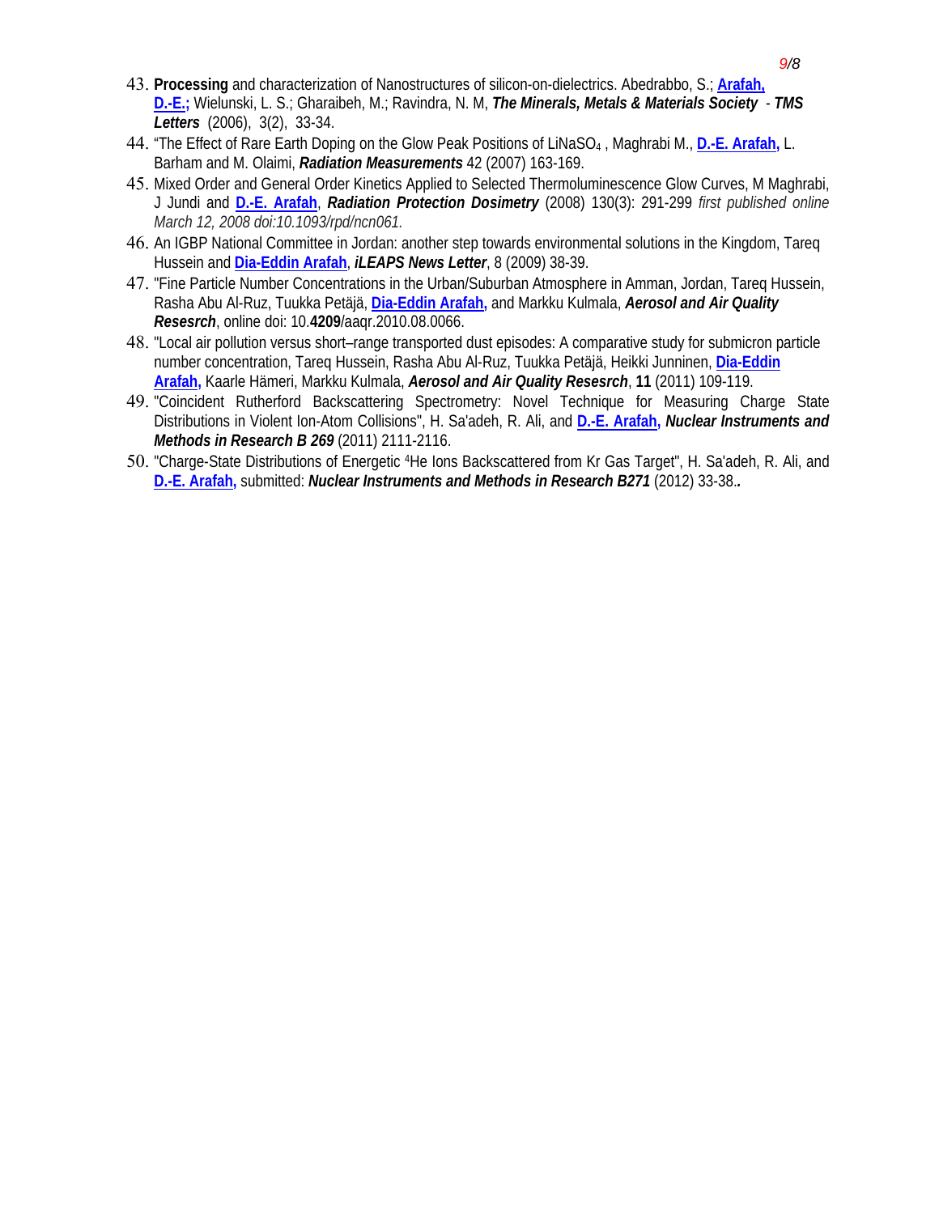43. **Processing** and characterization of Nanostructures of silicon-on-dielectrics. Abedrabbo, S.; **Arafah, D.-E.;** Wielunski, L. S.; Gharaibeh, M.; Ravindra, N. M, ***The Minerals, Metals & Materials Society*** - ***TMS Letters*** (2006), 3(2), 33-34.
44. "The Effect of Rare Earth Doping on the Glow Peak Positions of $LiNaSO_4$ , Maghrabi M., **D.-E. Arafah,** L. Barham and M. Olaimi, ***Radiation Measurements*** 42 (2007) 163-169.
45. Mixed Order and General Order Kinetics Applied to Selected Thermoluminescence Glow Curves, M Maghrabi, J Jundi and **D.-E. Arafah**, ***Radiation Protection Dosimetry*** (2008) 130(3): 291-299 *first published online March 12, 2008 doi:10.1093/rpd/ncn061.*
46. An IGBP National Committee in Jordan: another step towards environmental solutions in the Kingdom, Tareq Hussein and **Dia-Eddin Arafah**, ***iLEAPS News Letter***, 8 (2009) 38-39.
47. "Fine Particle Number Concentrations in the Urban/Suburban Atmosphere in Amman, Jordan, Tareq Hussein, Rasha Abu Al-Ruz, Tuukka Petäjä, **Dia-Eddin Arafah,** and Markku Kulmala, ***Aerosol and Air Quality Resesrch***, online doi: 10.**4209**/aaqr.2010.08.0066.
48. "Local air pollution versus short–range transported dust episodes: A comparative study for submicron particle number concentration, Tareq Hussein, Rasha Abu Al-Ruz, Tuukka Petäjä, Heikki Junninen, **Dia-Eddin Arafah,** Kaarle Hämeri, Markku Kulmala, ***Aerosol and Air Quality Resesrch***, **11** (2011) 109-119.
49. "Coincident Rutherford Backscattering Spectrometry: Novel Technique for Measuring Charge State Distributions in Violent Ion-Atom Collisions", H. Sa'adeh, R. Ali, and **D.-E. Arafah,** ***Nuclear Instruments and Methods in Research B 269*** (2011) 2111-2116.
50. "Charge-State Distributions of Energetic $^{4}$He Ions Backscattered from Kr Gas Target", H. Sa'adeh, R. Ali, and **D.-E. Arafah,** submitted: ***Nuclear Instruments and Methods in Research B271*** (2012) 33-38.**.**